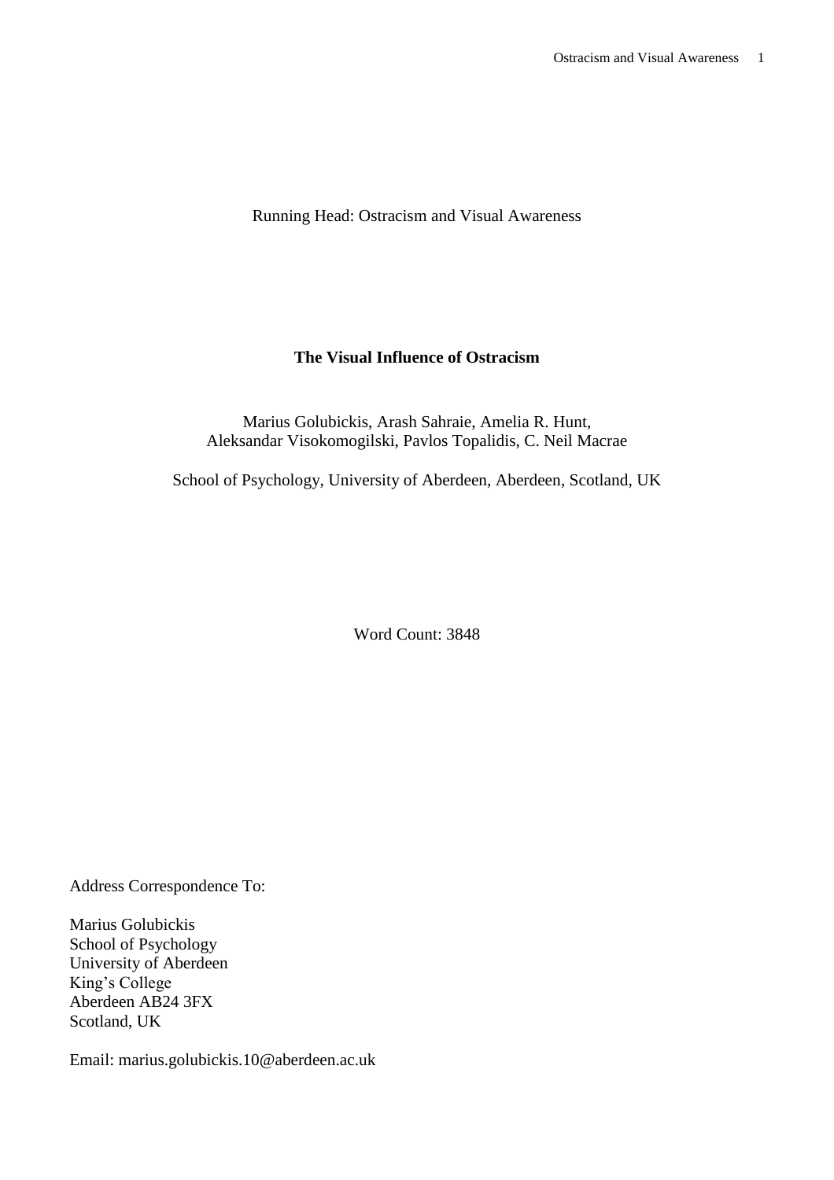Running Head: Ostracism and Visual Awareness

# The Visual Influence of Ostracism

Marius Golubickis, Arash Sahraie, Amelia R. Hunt,
Aleksandar Visokomogilski, Pavlos Topalidis, C. Neil Macrae

School of Psychology, University of Aberdeen, Aberdeen, Scotland, UK

Word Count: 3848

Address Correspondence To:

Marius Golubickis
School of Psychology
University of Aberdeen
King's College
Aberdeen AB24 3FX
Scotland, UK

Email: marius.golubickis.10@aberdeen.ac.uk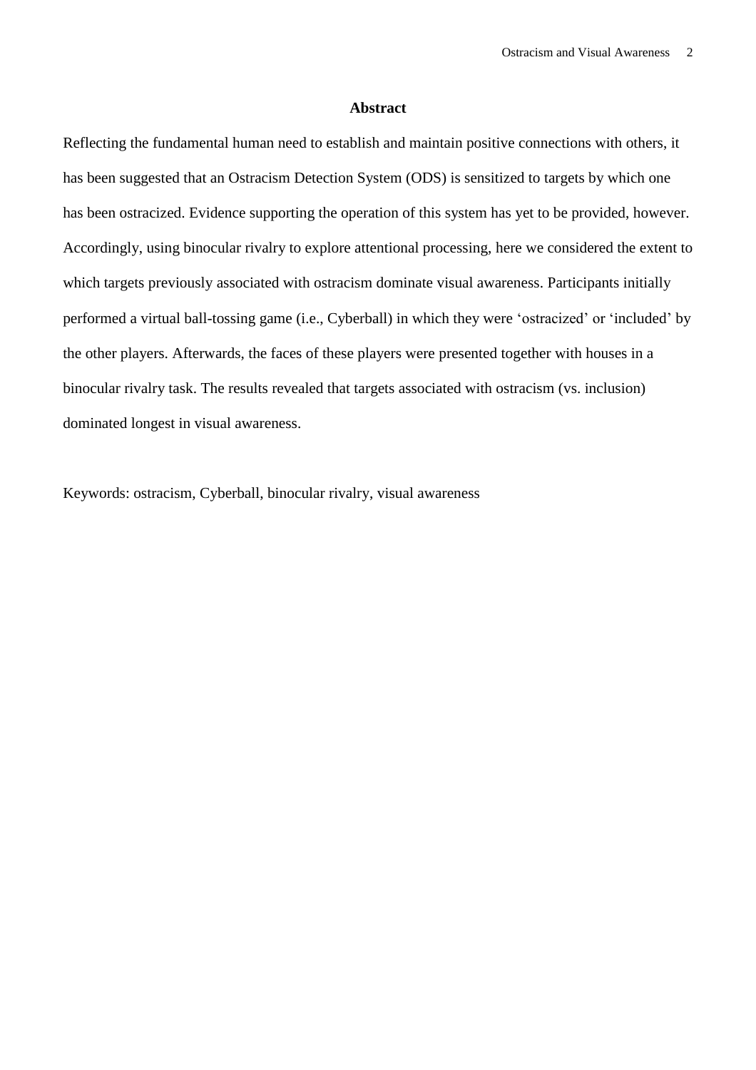## Abstract

Reflecting the fundamental human need to establish and maintain positive connections with others, it has been suggested that an Ostracism Detection System (ODS) is sensitized to targets by which one has been ostracized. Evidence supporting the operation of this system has yet to be provided, however. Accordingly, using binocular rivalry to explore attentional processing, here we considered the extent to which targets previously associated with ostracism dominate visual awareness. Participants initially performed a virtual ball-tossing game (i.e., Cyberball) in which they were 'ostracized' or 'included' by the other players. Afterwards, the faces of these players were presented together with houses in a binocular rivalry task. The results revealed that targets associated with ostracism (vs. inclusion) dominated longest in visual awareness.

Keywords: ostracism, Cyberball, binocular rivalry, visual awareness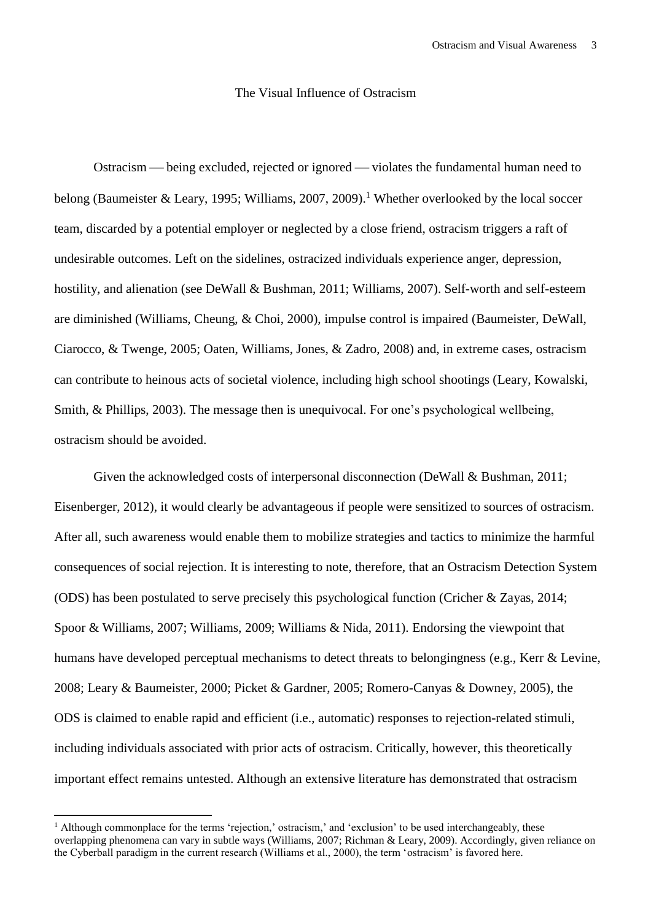# The Visual Influence of Ostracism

Ostracism — being excluded, rejected or ignored — violates the fundamental human need to belong (Baumeister & Leary, 1995; Williams, 2007, 2009).[1] Whether overlooked by the local soccer team, discarded by a potential employer or neglected by a close friend, ostracism triggers a raft of undesirable outcomes. Left on the sidelines, ostracized individuals experience anger, depression, hostility, and alienation (see DeWall & Bushman, 2011; Williams, 2007). Self-worth and self-esteem are diminished (Williams, Cheung, & Choi, 2000), impulse control is impaired (Baumeister, DeWall, Ciarocco, & Twenge, 2005; Oaten, Williams, Jones, & Zadro, 2008) and, in extreme cases, ostracism can contribute to heinous acts of societal violence, including high school shootings (Leary, Kowalski, Smith, & Phillips, 2003). The message then is unequivocal. For one's psychological wellbeing, ostracism should be avoided.

Given the acknowledged costs of interpersonal disconnection (DeWall & Bushman, 2011; Eisenberger, 2012), it would clearly be advantageous if people were sensitized to sources of ostracism. After all, such awareness would enable them to mobilize strategies and tactics to minimize the harmful consequences of social rejection. It is interesting to note, therefore, that an Ostracism Detection System (ODS) has been postulated to serve precisely this psychological function (Cricher & Zayas, 2014; Spoor & Williams, 2007; Williams, 2009; Williams & Nida, 2011). Endorsing the viewpoint that humans have developed perceptual mechanisms to detect threats to belongingness (e.g., Kerr & Levine, 2008; Leary & Baumeister, 2000; Picket & Gardner, 2005; Romero-Canyas & Downey, 2005), the ODS is claimed to enable rapid and efficient (i.e., automatic) responses to rejection-related stimuli, including individuals associated with prior acts of ostracism. Critically, however, this theoretically important effect remains untested. Although an extensive literature has demonstrated that ostracism

[1] Although commonplace for the terms 'rejection,' ostracism,' and 'exclusion' to be used interchangeably, these overlapping phenomena can vary in subtle ways (Williams, 2007; Richman & Leary, 2009). Accordingly, given reliance on the Cyberball paradigm in the current research (Williams et al., 2000), the term 'ostracism' is favored here.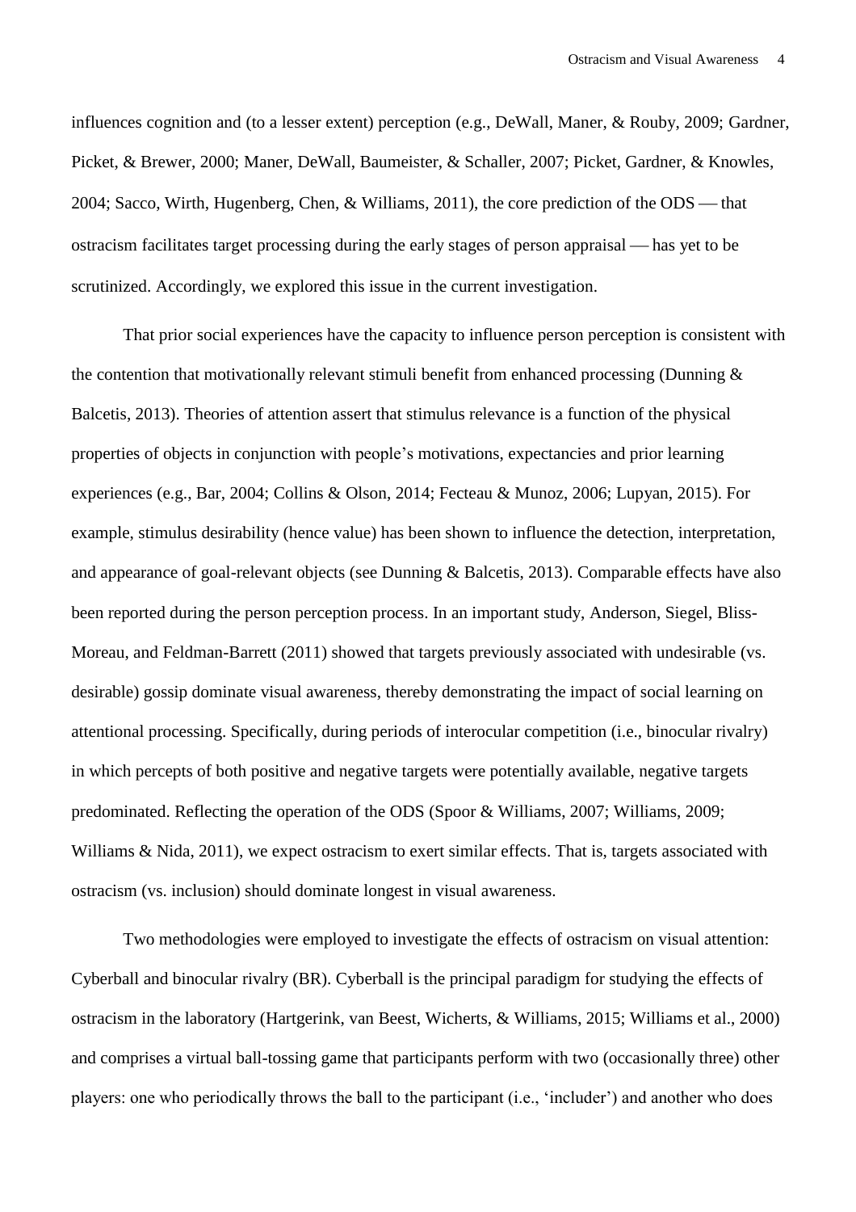influences cognition and (to a lesser extent) perception (e.g., DeWall, Maner, & Rouby, 2009; Gardner, Picket, & Brewer, 2000; Maner, DeWall, Baumeister, & Schaller, 2007; Picket, Gardner, & Knowles, 2004; Sacco, Wirth, Hugenberg, Chen, & Williams, 2011), the core prediction of the ODS — that ostracism facilitates target processing during the early stages of person appraisal — has yet to be scrutinized. Accordingly, we explored this issue in the current investigation.

That prior social experiences have the capacity to influence person perception is consistent with the contention that motivationally relevant stimuli benefit from enhanced processing (Dunning & Balcetis, 2013). Theories of attention assert that stimulus relevance is a function of the physical properties of objects in conjunction with people's motivations, expectancies and prior learning experiences (e.g., Bar, 2004; Collins & Olson, 2014; Fecteau & Munoz, 2006; Lupyan, 2015). For example, stimulus desirability (hence value) has been shown to influence the detection, interpretation, and appearance of goal-relevant objects (see Dunning & Balcetis, 2013). Comparable effects have also been reported during the person perception process. In an important study, Anderson, Siegel, Bliss-Moreau, and Feldman-Barrett (2011) showed that targets previously associated with undesirable (vs. desirable) gossip dominate visual awareness, thereby demonstrating the impact of social learning on attentional processing. Specifically, during periods of interocular competition (i.e., binocular rivalry) in which percepts of both positive and negative targets were potentially available, negative targets predominated. Reflecting the operation of the ODS (Spoor & Williams, 2007; Williams, 2009; Williams & Nida, 2011), we expect ostracism to exert similar effects. That is, targets associated with ostracism (vs. inclusion) should dominate longest in visual awareness.

Two methodologies were employed to investigate the effects of ostracism on visual attention: Cyberball and binocular rivalry (BR). Cyberball is the principal paradigm for studying the effects of ostracism in the laboratory (Hartgerink, van Beest, Wicherts, & Williams, 2015; Williams et al., 2000) and comprises a virtual ball-tossing game that participants perform with two (occasionally three) other players: one who periodically throws the ball to the participant (i.e., 'includer') and another who does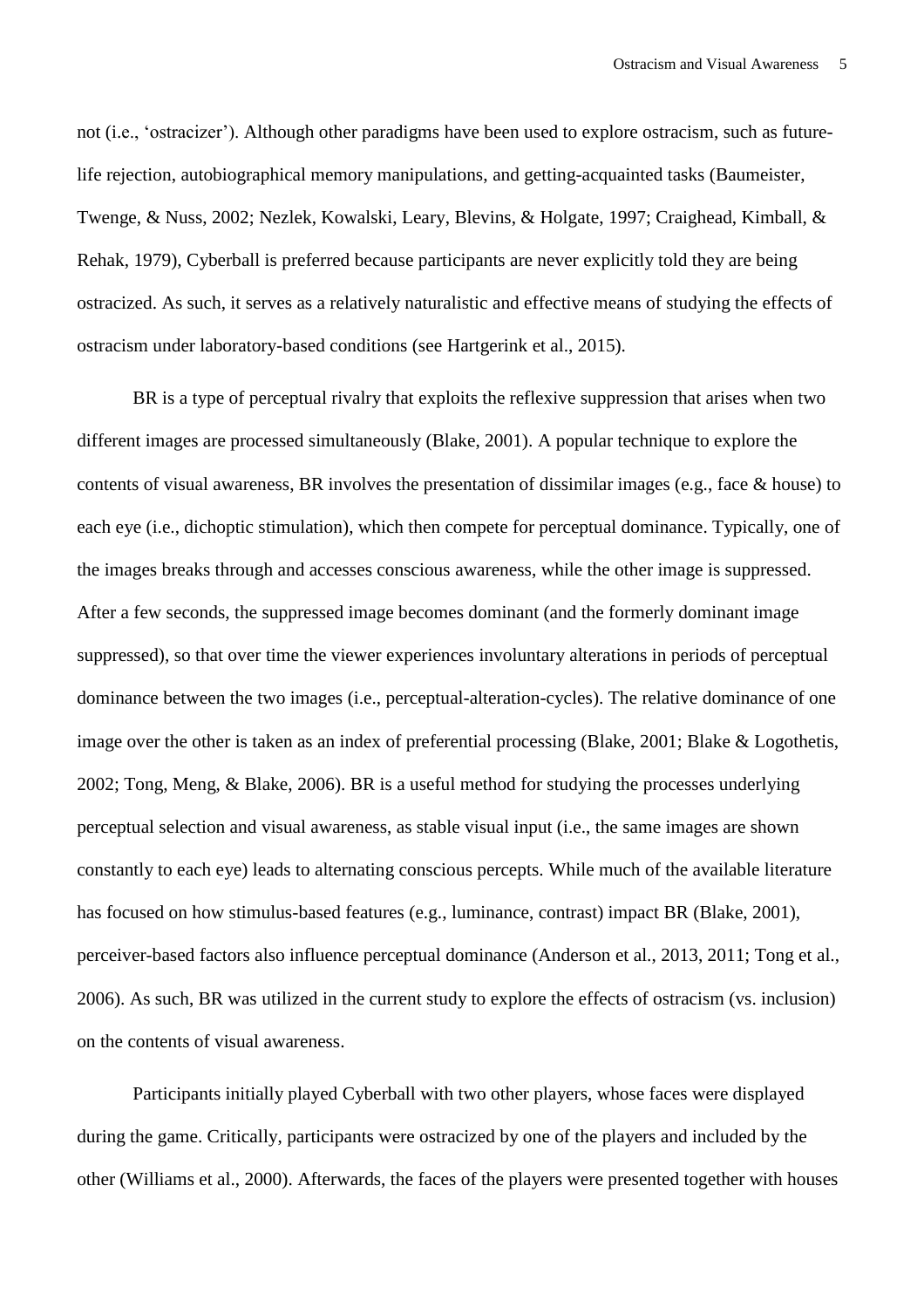not (i.e., 'ostracizer'). Although other paradigms have been used to explore ostracism, such as future-life rejection, autobiographical memory manipulations, and getting-acquainted tasks (Baumeister, Twenge, & Nuss, 2002; Nezlek, Kowalski, Leary, Blevins, & Holgate, 1997; Craighead, Kimball, & Rehak, 1979), Cyberball is preferred because participants are never explicitly told they are being ostracized. As such, it serves as a relatively naturalistic and effective means of studying the effects of ostracism under laboratory-based conditions (see Hartgerink et al., 2015).

BR is a type of perceptual rivalry that exploits the reflexive suppression that arises when two different images are processed simultaneously (Blake, 2001). A popular technique to explore the contents of visual awareness, BR involves the presentation of dissimilar images (e.g., face & house) to each eye (i.e., dichoptic stimulation), which then compete for perceptual dominance. Typically, one of the images breaks through and accesses conscious awareness, while the other image is suppressed. After a few seconds, the suppressed image becomes dominant (and the formerly dominant image suppressed), so that over time the viewer experiences involuntary alterations in periods of perceptual dominance between the two images (i.e., perceptual-alteration-cycles). The relative dominance of one image over the other is taken as an index of preferential processing (Blake, 2001; Blake & Logothetis, 2002; Tong, Meng, & Blake, 2006). BR is a useful method for studying the processes underlying perceptual selection and visual awareness, as stable visual input (i.e., the same images are shown constantly to each eye) leads to alternating conscious percepts. While much of the available literature has focused on how stimulus-based features (e.g., luminance, contrast) impact BR (Blake, 2001), perceiver-based factors also influence perceptual dominance (Anderson et al., 2013, 2011; Tong et al., 2006). As such, BR was utilized in the current study to explore the effects of ostracism (vs. inclusion) on the contents of visual awareness.

Participants initially played Cyberball with two other players, whose faces were displayed during the game. Critically, participants were ostracized by one of the players and included by the other (Williams et al., 2000). Afterwards, the faces of the players were presented together with houses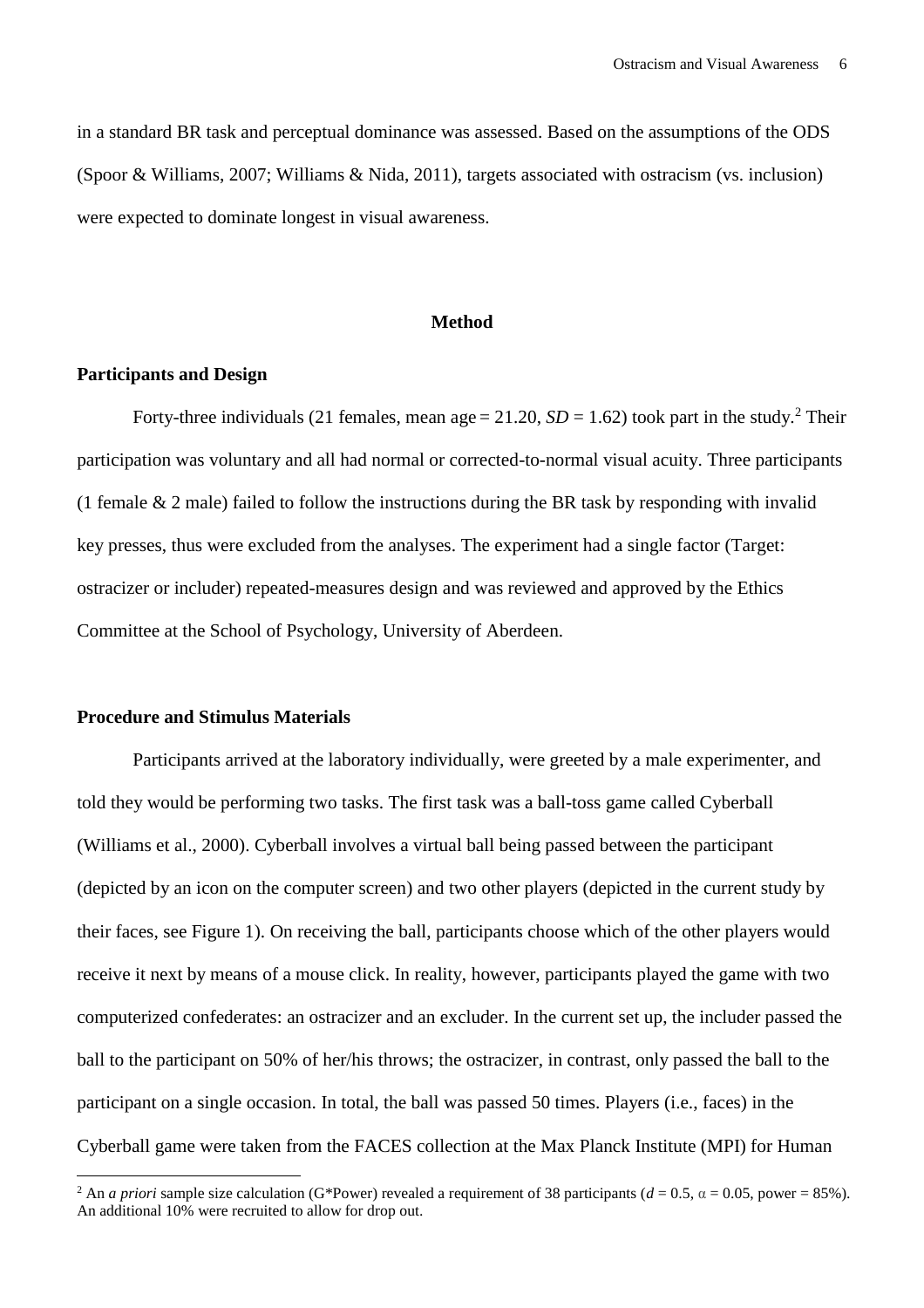in a standard BR task and perceptual dominance was assessed. Based on the assumptions of the ODS (Spoor & Williams, 2007; Williams & Nida, 2011), targets associated with ostracism (vs. inclusion) were expected to dominate longest in visual awareness.

## Method

### Participants and Design

Forty-three individuals (21 females, mean age = 21.20, *SD* = 1.62) took part in the study.[2] Their participation was voluntary and all had normal or corrected-to-normal visual acuity. Three participants (1 female & 2 male) failed to follow the instructions during the BR task by responding with invalid key presses, thus were excluded from the analyses. The experiment had a single factor (Target: ostracizer or includer) repeated-measures design and was reviewed and approved by the Ethics Committee at the School of Psychology, University of Aberdeen.

### Procedure and Stimulus Materials

Participants arrived at the laboratory individually, were greeted by a male experimenter, and told they would be performing two tasks. The first task was a ball-toss game called Cyberball (Williams et al., 2000). Cyberball involves a virtual ball being passed between the participant (depicted by an icon on the computer screen) and two other players (depicted in the current study by their faces, see Figure 1). On receiving the ball, participants choose which of the other players would receive it next by means of a mouse click. In reality, however, participants played the game with two computerized confederates: an ostracizer and an excluder. In the current set up, the includer passed the ball to the participant on 50% of her/his throws; the ostracizer, in contrast, only passed the ball to the participant on a single occasion. In total, the ball was passed 50 times. Players (i.e., faces) in the Cyberball game were taken from the FACES collection at the Max Planck Institute (MPI) for Human

[2] An *a priori* sample size calculation (G*Power) revealed a requirement of 38 participants ($d = 0.5$, $\alpha = 0.05$, power = 85%). An additional 10% were recruited to allow for drop out.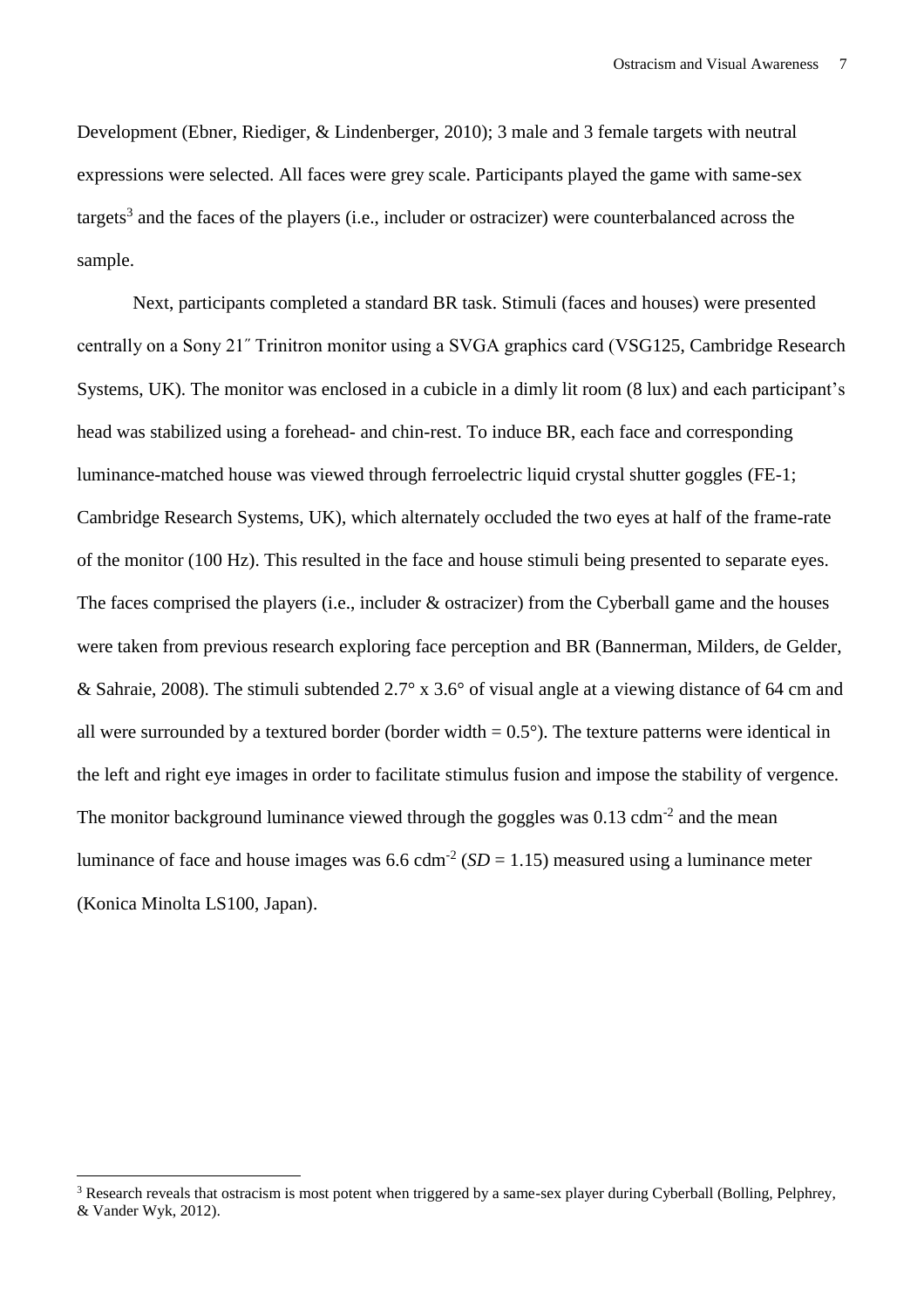Development (Ebner, Riediger, & Lindenberger, 2010); 3 male and 3 female targets with neutral expressions were selected. All faces were grey scale. Participants played the game with same-sex targets[3] and the faces of the players (i.e., includer or ostracizer) were counterbalanced across the sample.

Next, participants completed a standard BR task. Stimuli (faces and houses) were presented centrally on a Sony 21″ Trinitron monitor using a SVGA graphics card (VSG125, Cambridge Research Systems, UK). The monitor was enclosed in a cubicle in a dimly lit room (8 lux) and each participant's head was stabilized using a forehead- and chin-rest. To induce BR, each face and corresponding luminance-matched house was viewed through ferroelectric liquid crystal shutter goggles (FE-1; Cambridge Research Systems, UK), which alternately occluded the two eyes at half of the frame-rate of the monitor (100 Hz). This resulted in the face and house stimuli being presented to separate eyes. The faces comprised the players (i.e., includer & ostracizer) from the Cyberball game and the houses were taken from previous research exploring face perception and BR (Bannerman, Milders, de Gelder, & Sahraie, 2008). The stimuli subtended 2.7° x 3.6° of visual angle at a viewing distance of 64 cm and all were surrounded by a textured border (border width = 0.5°). The texture patterns were identical in the left and right eye images in order to facilitate stimulus fusion and impose the stability of vergence. The monitor background luminance viewed through the goggles was 0.13 $cdm^{-2}$ and the mean luminance of face and house images was 6.6 $cdm^{-2}$ ($SD$ = 1.15) measured using a luminance meter (Konica Minolta LS100, Japan).

[3] Research reveals that ostracism is most potent when triggered by a same-sex player during Cyberball (Bolling, Pelphrey, & Vander Wyk, 2012).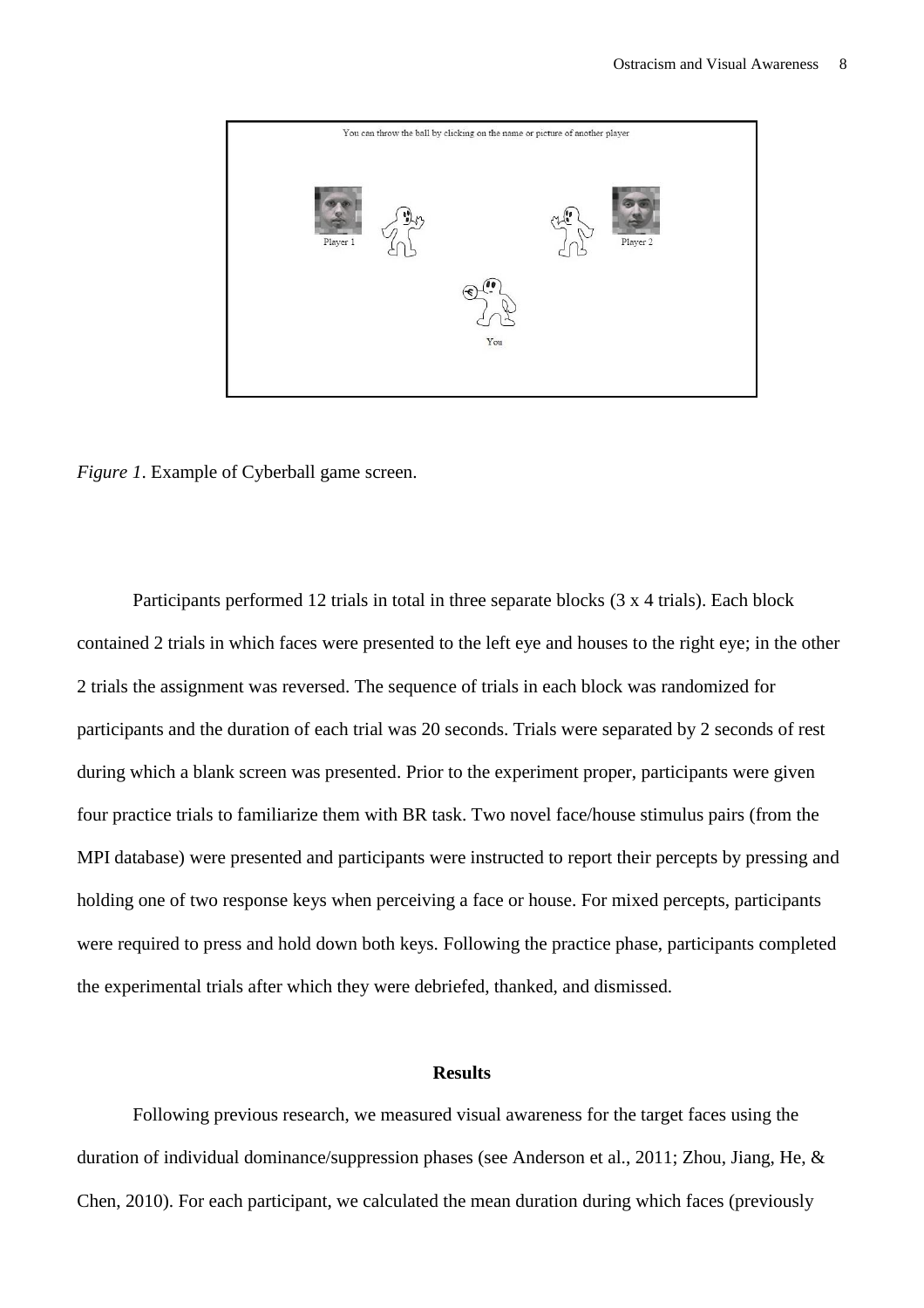*Figure 1*. Example of Cyberball game screen.

Participants performed 12 trials in total in three separate blocks (3 x 4 trials). Each block contained 2 trials in which faces were presented to the left eye and houses to the right eye; in the other 2 trials the assignment was reversed. The sequence of trials in each block was randomized for participants and the duration of each trial was 20 seconds. Trials were separated by 2 seconds of rest during which a blank screen was presented. Prior to the experiment proper, participants were given four practice trials to familiarize them with BR task. Two novel face/house stimulus pairs (from the MPI database) were presented and participants were instructed to report their percepts by pressing and holding one of two response keys when perceiving a face or house. For mixed percepts, participants were required to press and hold down both keys. Following the practice phase, participants completed the experimental trials after which they were debriefed, thanked, and dismissed.

## Results

Following previous research, we measured visual awareness for the target faces using the duration of individual dominance/suppression phases (see Anderson et al., 2011; Zhou, Jiang, He, & Chen, 2010). For each participant, we calculated the mean duration during which faces (previously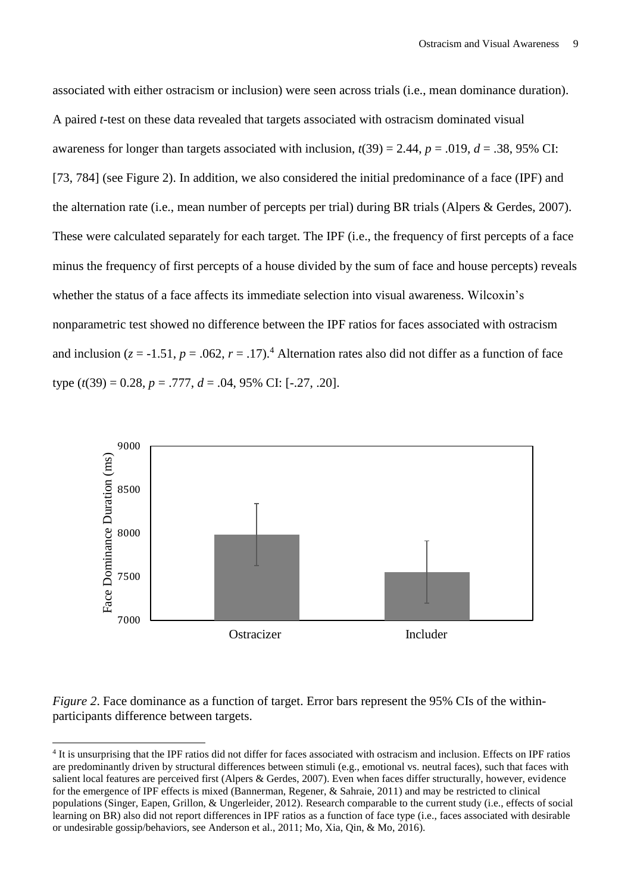associated with either ostracism or inclusion) were seen across trials (i.e., mean dominance duration). A paired *t*-test on these data revealed that targets associated with ostracism dominated visual awareness for longer than targets associated with inclusion, $t(39) = 2.44$, $p = .019$, $d = .38$, 95% CI: [73, 784] (see Figure 2). In addition, we also considered the initial predominance of a face (IPF) and the alternation rate (i.e., mean number of percepts per trial) during BR trials (Alpers & Gerdes, 2007). These were calculated separately for each target. The IPF (i.e., the frequency of first percepts of a face minus the frequency of first percepts of a house divided by the sum of face and house percepts) reveals whether the status of a face affects its immediate selection into visual awareness. Wilcoxin's nonparametric test showed no difference between the IPF ratios for faces associated with ostracism and inclusion ($z = -1.51$, $p = .062$, $r = .17$).[4] Alternation rates also did not differ as a function of face type ($t(39) = 0.28$, $p = .777$, $d = .04$, 95% CI: [-.27, .20].

*Figure 2*. Face dominance as a function of target. Error bars represent the 95% CIs of the within-participants difference between targets.

[4] It is unsurprising that the IPF ratios did not differ for faces associated with ostracism and inclusion. Effects on IPF ratios are predominantly driven by structural differences between stimuli (e.g., emotional vs. neutral faces), such that faces with salient local features are perceived first (Alpers & Gerdes, 2007). Even when faces differ structurally, however, evidence for the emergence of IPF effects is mixed (Bannerman, Regener, & Sahraie, 2011) and may be restricted to clinical populations (Singer, Eapen, Grillon, & Ungerleider, 2012). Research comparable to the current study (i.e., effects of social learning on BR) also did not report differences in IPF ratios as a function of face type (i.e., faces associated with desirable or undesirable gossip/behaviors, see Anderson et al., 2011; Mo, Xia, Qin, & Mo, 2016).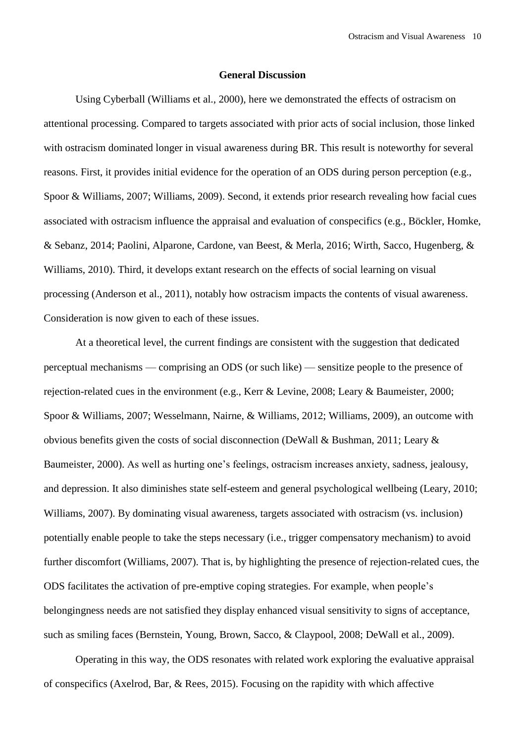## General Discussion

Using Cyberball (Williams et al., 2000), here we demonstrated the effects of ostracism on attentional processing. Compared to targets associated with prior acts of social inclusion, those linked with ostracism dominated longer in visual awareness during BR. This result is noteworthy for several reasons. First, it provides initial evidence for the operation of an ODS during person perception (e.g., Spoor & Williams, 2007; Williams, 2009). Second, it extends prior research revealing how facial cues associated with ostracism influence the appraisal and evaluation of conspecifics (e.g., Böckler, Homke, & Sebanz, 2014; Paolini, Alparone, Cardone, van Beest, & Merla, 2016; Wirth, Sacco, Hugenberg, & Williams, 2010). Third, it develops extant research on the effects of social learning on visual processing (Anderson et al., 2011), notably how ostracism impacts the contents of visual awareness. Consideration is now given to each of these issues.

At a theoretical level, the current findings are consistent with the suggestion that dedicated perceptual mechanisms — comprising an ODS (or such like) — sensitize people to the presence of rejection-related cues in the environment (e.g., Kerr & Levine, 2008; Leary & Baumeister, 2000; Spoor & Williams, 2007; Wesselmann, Nairne, & Williams, 2012; Williams, 2009), an outcome with obvious benefits given the costs of social disconnection (DeWall & Bushman, 2011; Leary & Baumeister, 2000). As well as hurting one's feelings, ostracism increases anxiety, sadness, jealousy, and depression. It also diminishes state self-esteem and general psychological wellbeing (Leary, 2010; Williams, 2007). By dominating visual awareness, targets associated with ostracism (vs. inclusion) potentially enable people to take the steps necessary (i.e., trigger compensatory mechanism) to avoid further discomfort (Williams, 2007). That is, by highlighting the presence of rejection-related cues, the ODS facilitates the activation of pre-emptive coping strategies. For example, when people's belongingness needs are not satisfied they display enhanced visual sensitivity to signs of acceptance, such as smiling faces (Bernstein, Young, Brown, Sacco, & Claypool, 2008; DeWall et al., 2009).

Operating in this way, the ODS resonates with related work exploring the evaluative appraisal of conspecifics (Axelrod, Bar, & Rees, 2015). Focusing on the rapidity with which affective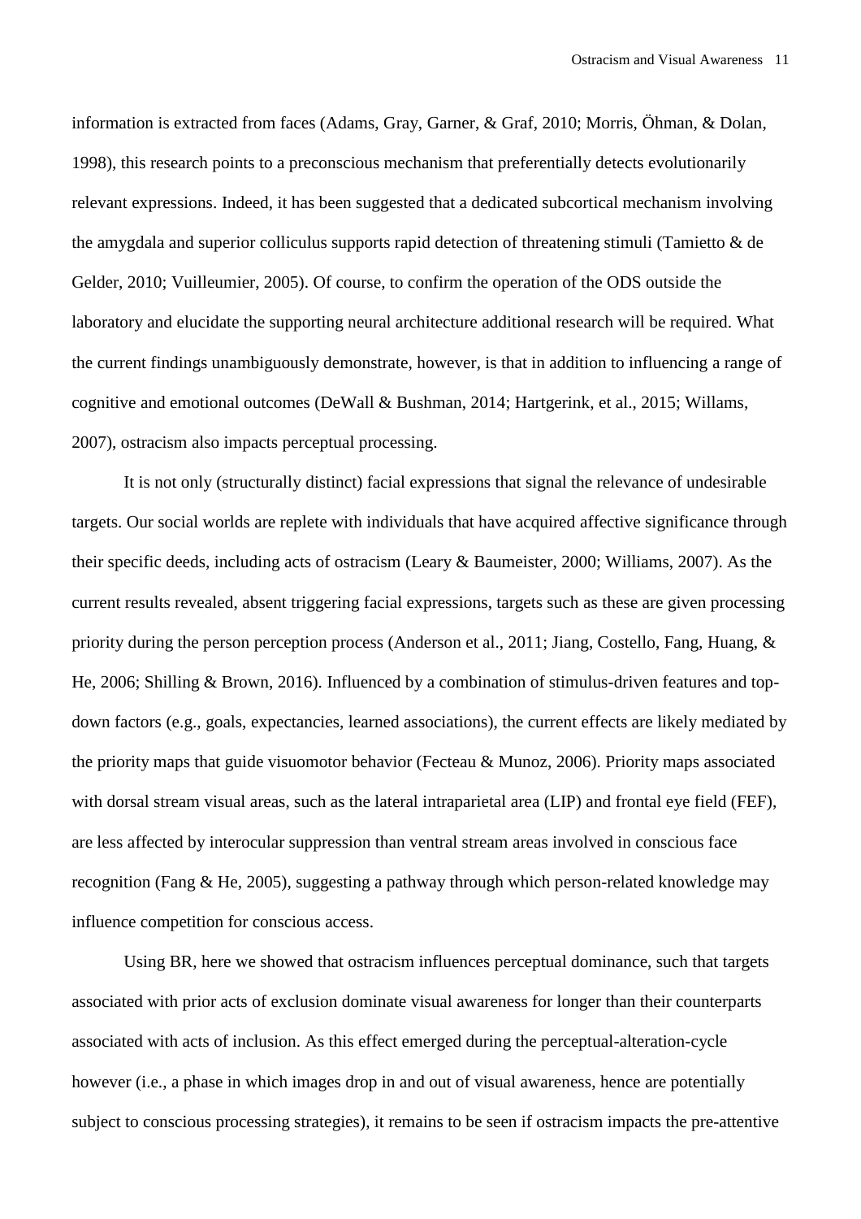information is extracted from faces (Adams, Gray, Garner, & Graf, 2010; Morris, Öhman, & Dolan, 1998), this research points to a preconscious mechanism that preferentially detects evolutionarily relevant expressions. Indeed, it has been suggested that a dedicated subcortical mechanism involving the amygdala and superior colliculus supports rapid detection of threatening stimuli (Tamietto & de Gelder, 2010; Vuilleumier, 2005). Of course, to confirm the operation of the ODS outside the laboratory and elucidate the supporting neural architecture additional research will be required. What the current findings unambiguously demonstrate, however, is that in addition to influencing a range of cognitive and emotional outcomes (DeWall & Bushman, 2014; Hartgerink, et al., 2015; Willams, 2007), ostracism also impacts perceptual processing.

It is not only (structurally distinct) facial expressions that signal the relevance of undesirable targets. Our social worlds are replete with individuals that have acquired affective significance through their specific deeds, including acts of ostracism (Leary & Baumeister, 2000; Williams, 2007). As the current results revealed, absent triggering facial expressions, targets such as these are given processing priority during the person perception process (Anderson et al., 2011; Jiang, Costello, Fang, Huang, & He, 2006; Shilling & Brown, 2016). Influenced by a combination of stimulus-driven features and top-down factors (e.g., goals, expectancies, learned associations), the current effects are likely mediated by the priority maps that guide visuomotor behavior (Fecteau & Munoz, 2006). Priority maps associated with dorsal stream visual areas, such as the lateral intraparietal area (LIP) and frontal eye field (FEF), are less affected by interocular suppression than ventral stream areas involved in conscious face recognition (Fang & He, 2005), suggesting a pathway through which person-related knowledge may influence competition for conscious access.

Using BR, here we showed that ostracism influences perceptual dominance, such that targets associated with prior acts of exclusion dominate visual awareness for longer than their counterparts associated with acts of inclusion. As this effect emerged during the perceptual-alteration-cycle however (i.e., a phase in which images drop in and out of visual awareness, hence are potentially subject to conscious processing strategies), it remains to be seen if ostracism impacts the pre-attentive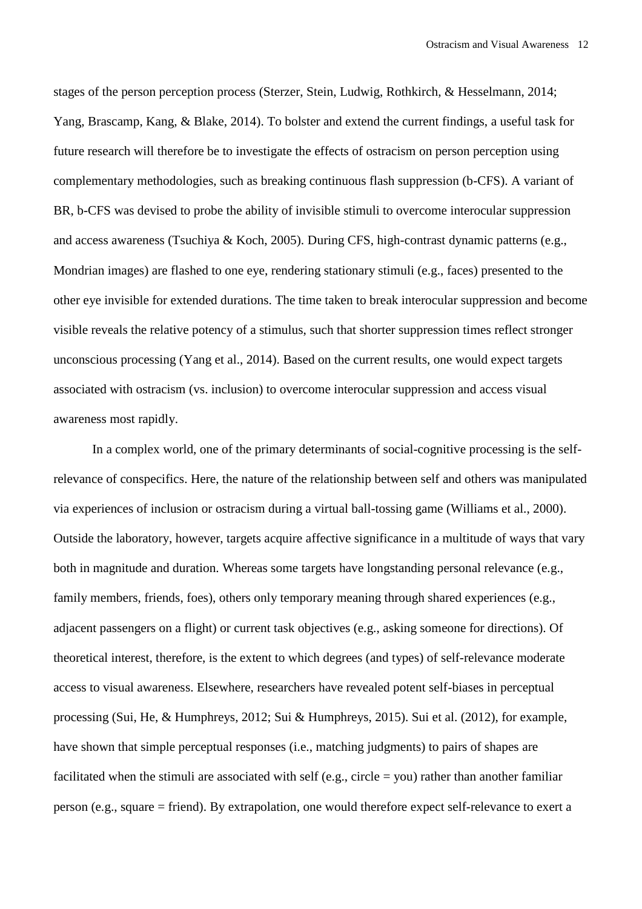stages of the person perception process (Sterzer, Stein, Ludwig, Rothkirch, & Hesselmann, 2014; Yang, Brascamp, Kang, & Blake, 2014). To bolster and extend the current findings, a useful task for future research will therefore be to investigate the effects of ostracism on person perception using complementary methodologies, such as breaking continuous flash suppression (b-CFS). A variant of BR, b-CFS was devised to probe the ability of invisible stimuli to overcome interocular suppression and access awareness (Tsuchiya & Koch, 2005). During CFS, high-contrast dynamic patterns (e.g., Mondrian images) are flashed to one eye, rendering stationary stimuli (e.g., faces) presented to the other eye invisible for extended durations. The time taken to break interocular suppression and become visible reveals the relative potency of a stimulus, such that shorter suppression times reflect stronger unconscious processing (Yang et al., 2014). Based on the current results, one would expect targets associated with ostracism (vs. inclusion) to overcome interocular suppression and access visual awareness most rapidly.

In a complex world, one of the primary determinants of social-cognitive processing is the self-relevance of conspecifics. Here, the nature of the relationship between self and others was manipulated via experiences of inclusion or ostracism during a virtual ball-tossing game (Williams et al., 2000). Outside the laboratory, however, targets acquire affective significance in a multitude of ways that vary both in magnitude and duration. Whereas some targets have longstanding personal relevance (e.g., family members, friends, foes), others only temporary meaning through shared experiences (e.g., adjacent passengers on a flight) or current task objectives (e.g., asking someone for directions). Of theoretical interest, therefore, is the extent to which degrees (and types) of self-relevance moderate access to visual awareness. Elsewhere, researchers have revealed potent self-biases in perceptual processing (Sui, He, & Humphreys, 2012; Sui & Humphreys, 2015). Sui et al. (2012), for example, have shown that simple perceptual responses (i.e., matching judgments) to pairs of shapes are facilitated when the stimuli are associated with self (e.g., circle = you) rather than another familiar person (e.g., square = friend). By extrapolation, one would therefore expect self-relevance to exert a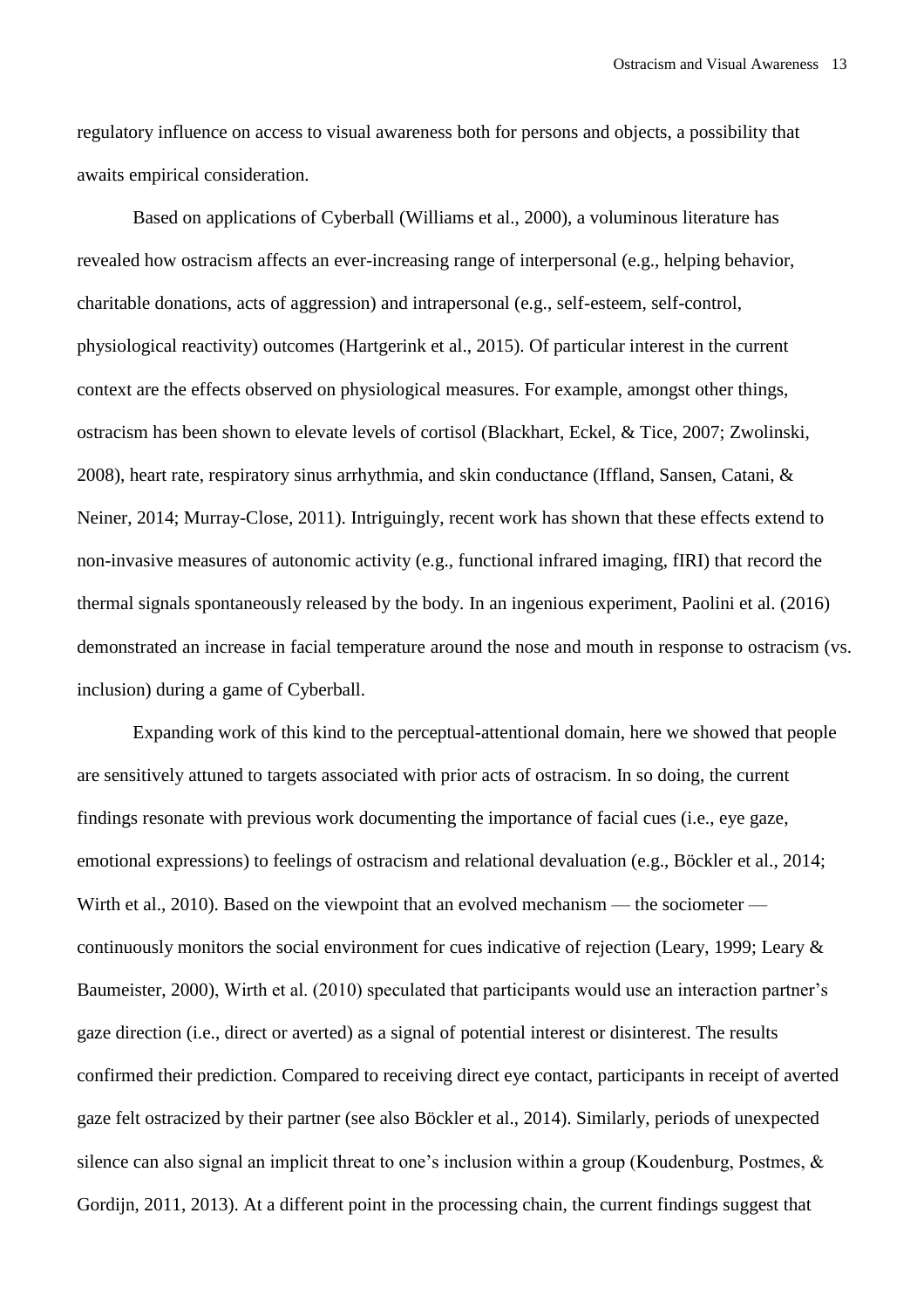regulatory influence on access to visual awareness both for persons and objects, a possibility that awaits empirical consideration.

Based on applications of Cyberball (Williams et al., 2000), a voluminous literature has revealed how ostracism affects an ever-increasing range of interpersonal (e.g., helping behavior, charitable donations, acts of aggression) and intrapersonal (e.g., self-esteem, self-control, physiological reactivity) outcomes (Hartgerink et al., 2015). Of particular interest in the current context are the effects observed on physiological measures. For example, amongst other things, ostracism has been shown to elevate levels of cortisol (Blackhart, Eckel, & Tice, 2007; Zwolinski, 2008), heart rate, respiratory sinus arrhythmia, and skin conductance (Iffland, Sansen, Catani, & Neiner, 2014; Murray-Close, 2011). Intriguingly, recent work has shown that these effects extend to non-invasive measures of autonomic activity (e.g., functional infrared imaging, fIRI) that record the thermal signals spontaneously released by the body. In an ingenious experiment, Paolini et al. (2016) demonstrated an increase in facial temperature around the nose and mouth in response to ostracism (vs. inclusion) during a game of Cyberball.

Expanding work of this kind to the perceptual-attentional domain, here we showed that people are sensitively attuned to targets associated with prior acts of ostracism. In so doing, the current findings resonate with previous work documenting the importance of facial cues (i.e., eye gaze, emotional expressions) to feelings of ostracism and relational devaluation (e.g., Böckler et al., 2014; Wirth et al., 2010). Based on the viewpoint that an evolved mechanism — the sociometer — continuously monitors the social environment for cues indicative of rejection (Leary, 1999; Leary & Baumeister, 2000), Wirth et al. (2010) speculated that participants would use an interaction partner's gaze direction (i.e., direct or averted) as a signal of potential interest or disinterest. The results confirmed their prediction. Compared to receiving direct eye contact, participants in receipt of averted gaze felt ostracized by their partner (see also Böckler et al., 2014). Similarly, periods of unexpected silence can also signal an implicit threat to one's inclusion within a group (Koudenburg, Postmes, & Gordijn, 2011, 2013). At a different point in the processing chain, the current findings suggest that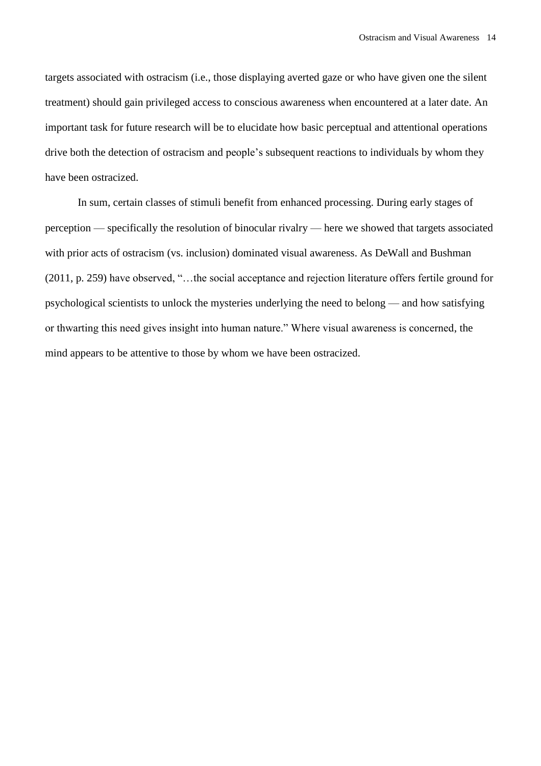targets associated with ostracism (i.e., those displaying averted gaze or who have given one the silent treatment) should gain privileged access to conscious awareness when encountered at a later date. An important task for future research will be to elucidate how basic perceptual and attentional operations drive both the detection of ostracism and people's subsequent reactions to individuals by whom they have been ostracized.

In sum, certain classes of stimuli benefit from enhanced processing. During early stages of perception — specifically the resolution of binocular rivalry — here we showed that targets associated with prior acts of ostracism (vs. inclusion) dominated visual awareness. As DeWall and Bushman (2011, p. 259) have observed, "…the social acceptance and rejection literature offers fertile ground for psychological scientists to unlock the mysteries underlying the need to belong — and how satisfying or thwarting this need gives insight into human nature." Where visual awareness is concerned, the mind appears to be attentive to those by whom we have been ostracized.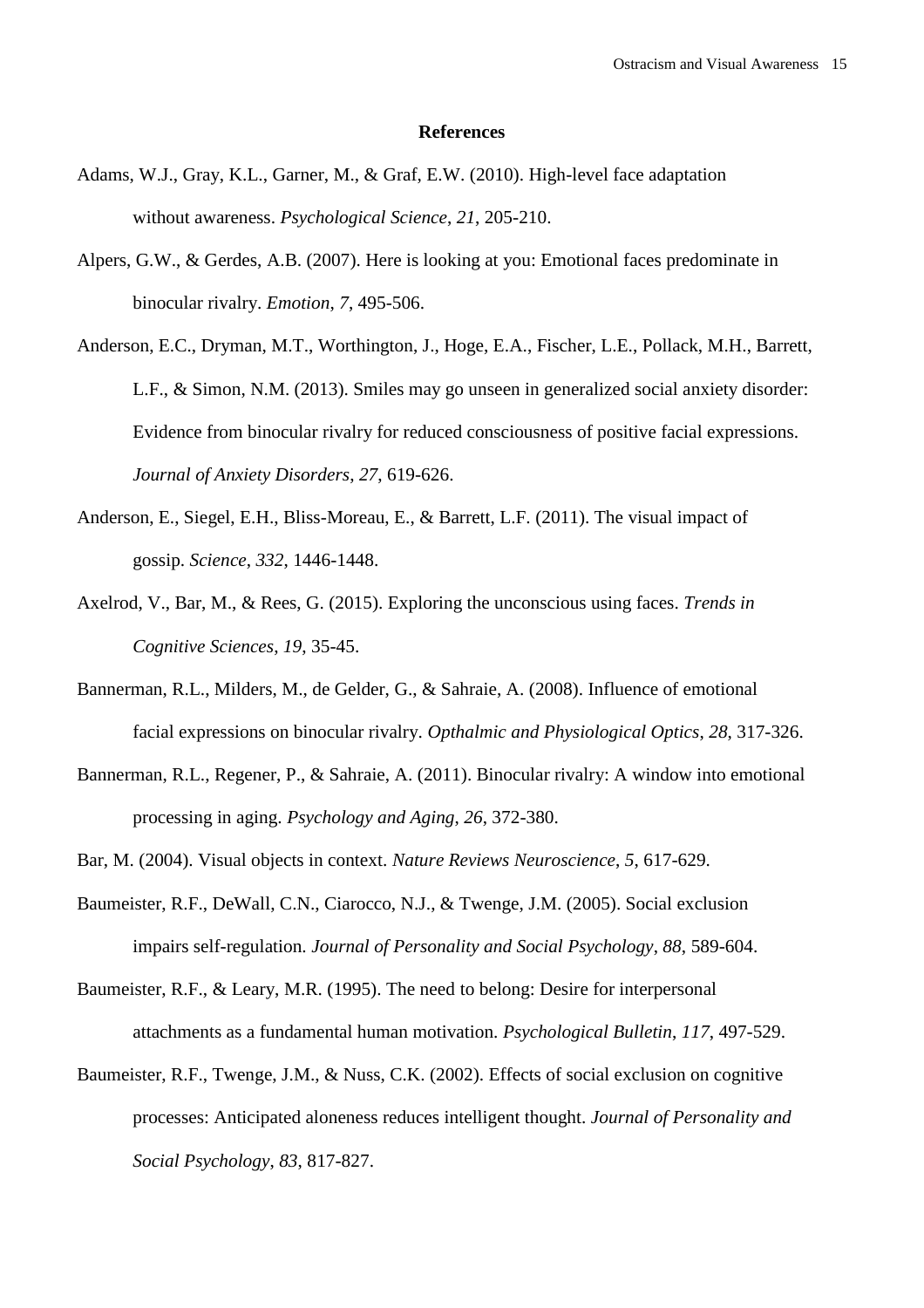## References

Adams, W.J., Gray, K.L., Garner, M., & Graf, E.W. (2010). High-level face adaptation without awareness. *Psychological Science*, *21*, 205-210.

Alpers, G.W., & Gerdes, A.B. (2007). Here is looking at you: Emotional faces predominate in binocular rivalry. *Emotion*, *7*, 495-506.

Anderson, E.C., Dryman, M.T., Worthington, J., Hoge, E.A., Fischer, L.E., Pollack, M.H., Barrett, L.F., & Simon, N.M. (2013). Smiles may go unseen in generalized social anxiety disorder: Evidence from binocular rivalry for reduced consciousness of positive facial expressions. *Journal of Anxiety Disorders*, *27*, 619-626.

Anderson, E., Siegel, E.H., Bliss-Moreau, E., & Barrett, L.F. (2011). The visual impact of gossip. *Science*, *332*, 1446-1448.

Axelrod, V., Bar, M., & Rees, G. (2015). Exploring the unconscious using faces. *Trends in Cognitive Sciences*, *19*, 35-45.

Bannerman, R.L., Milders, M., de Gelder, G., & Sahraie, A. (2008). Influence of emotional facial expressions on binocular rivalry. *Opthalmic and Physiological Optics*, *28*, 317-326.

Bannerman, R.L., Regener, P., & Sahraie, A. (2011). Binocular rivalry: A window into emotional processing in aging. *Psychology and Aging*, *26*, 372-380.

Bar, M. (2004). Visual objects in context. *Nature Reviews Neuroscience*, *5*, 617-629.

Baumeister, R.F., DeWall, C.N., Ciarocco, N.J., & Twenge, J.M. (2005). Social exclusion impairs self-regulation. *Journal of Personality and Social Psychology*, *88*, 589-604.

Baumeister, R.F., & Leary, M.R. (1995). The need to belong: Desire for interpersonal attachments as a fundamental human motivation. *Psychological Bulletin*, *117*, 497-529.

Baumeister, R.F., Twenge, J.M., & Nuss, C.K. (2002). Effects of social exclusion on cognitive processes: Anticipated aloneness reduces intelligent thought. *Journal of Personality and Social Psychology*, *83*, 817-827.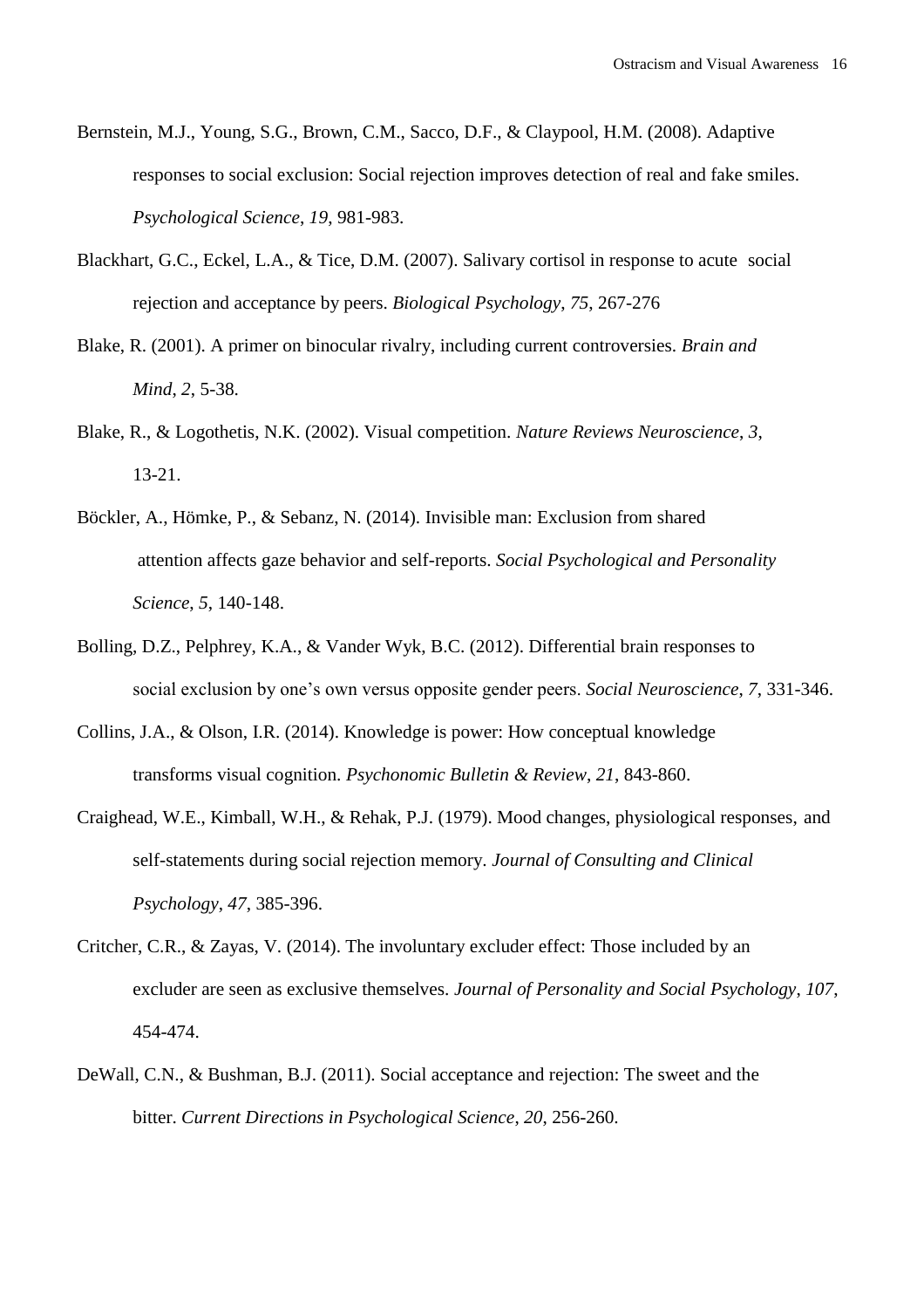Bernstein, M.J., Young, S.G., Brown, C.M., Sacco, D.F., & Claypool, H.M. (2008). Adaptive responses to social exclusion: Social rejection improves detection of real and fake smiles. *Psychological Science*, *19*, 981-983.

Blackhart, G.C., Eckel, L.A., & Tice, D.M. (2007). Salivary cortisol in response to acute social rejection and acceptance by peers. *Biological Psychology*, *75*, 267-276

Blake, R. (2001). A primer on binocular rivalry, including current controversies. *Brain and Mind*, *2*, 5-38.

Blake, R., & Logothetis, N.K. (2002). Visual competition. *Nature Reviews Neuroscience*, *3*, 13-21.

Böckler, A., Hömke, P., & Sebanz, N. (2014). Invisible man: Exclusion from shared attention affects gaze behavior and self-reports. *Social Psychological and Personality Science*, *5*, 140-148.

Bolling, D.Z., Pelphrey, K.A., & Vander Wyk, B.C. (2012). Differential brain responses to social exclusion by one's own versus opposite gender peers. *Social Neuroscience*, *7*, 331-346.

Collins, J.A., & Olson, I.R. (2014). Knowledge is power: How conceptual knowledge transforms visual cognition. *Psychonomic Bulletin & Review*, *21*, 843-860.

Craighead, W.E., Kimball, W.H., & Rehak, P.J. (1979). Mood changes, physiological responses, and self-statements during social rejection memory. *Journal of Consulting and Clinical Psychology*, *47*, 385-396.

Critcher, C.R., & Zayas, V. (2014). The involuntary excluder effect: Those included by an excluder are seen as exclusive themselves. *Journal of Personality and Social Psychology*, *107*, 454-474.

DeWall, C.N., & Bushman, B.J. (2011). Social acceptance and rejection: The sweet and the bitter. *Current Directions in Psychological Science*, *20*, 256-260.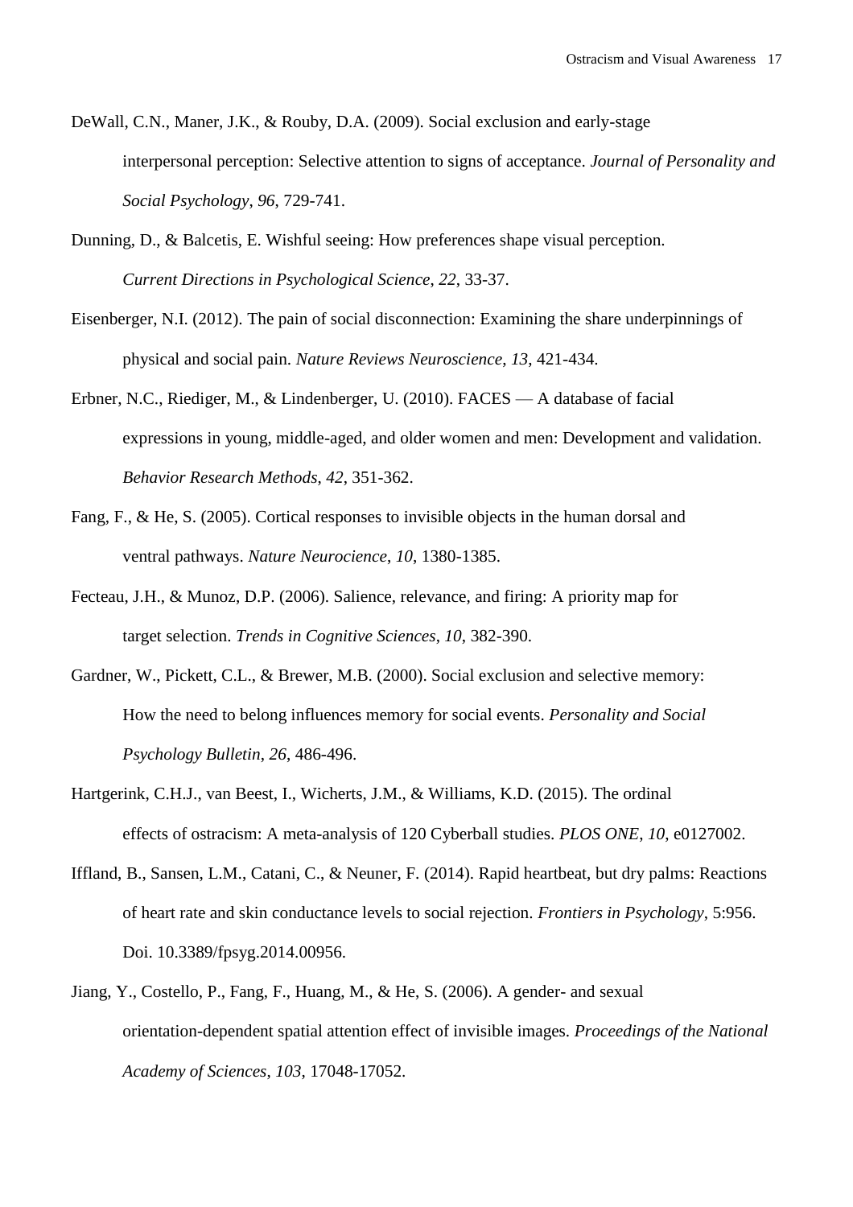DeWall, C.N., Maner, J.K., & Rouby, D.A. (2009). Social exclusion and early-stage interpersonal perception: Selective attention to signs of acceptance. *Journal of Personality and Social Psychology*, *96*, 729-741.

Dunning, D., & Balcetis, E. Wishful seeing: How preferences shape visual perception. *Current Directions in Psychological Science*, *22*, 33-37.

Eisenberger, N.I. (2012). The pain of social disconnection: Examining the share underpinnings of physical and social pain. *Nature Reviews Neuroscience*, *13*, 421-434.

Erbner, N.C., Riediger, M., & Lindenberger, U. (2010). FACES — A database of facial expressions in young, middle-aged, and older women and men: Development and validation. *Behavior Research Methods*, *42*, 351-362.

Fang, F., & He, S. (2005). Cortical responses to invisible objects in the human dorsal and ventral pathways. *Nature Neurocience*, *10*, 1380-1385.

Fecteau, J.H., & Munoz, D.P. (2006). Salience, relevance, and firing: A priority map for target selection. *Trends in Cognitive Sciences*, *10*, 382-390.

Gardner, W., Pickett, C.L., & Brewer, M.B. (2000). Social exclusion and selective memory: How the need to belong influences memory for social events. *Personality and Social Psychology Bulletin*, *26*, 486-496.

Hartgerink, C.H.J., van Beest, I., Wicherts, J.M., & Williams, K.D. (2015). The ordinal effects of ostracism: A meta-analysis of 120 Cyberball studies. *PLOS ONE*, *10*, e0127002.

Iffland, B., Sansen, L.M., Catani, C., & Neuner, F. (2014). Rapid heartbeat, but dry palms: Reactions of heart rate and skin conductance levels to social rejection. *Frontiers in Psychology*, 5:956. Doi. 10.3389/fpsyg.2014.00956.

Jiang, Y., Costello, P., Fang, F., Huang, M., & He, S. (2006). A gender- and sexual orientation-dependent spatial attention effect of invisible images. *Proceedings of the National Academy of Sciences*, *103*, 17048-17052.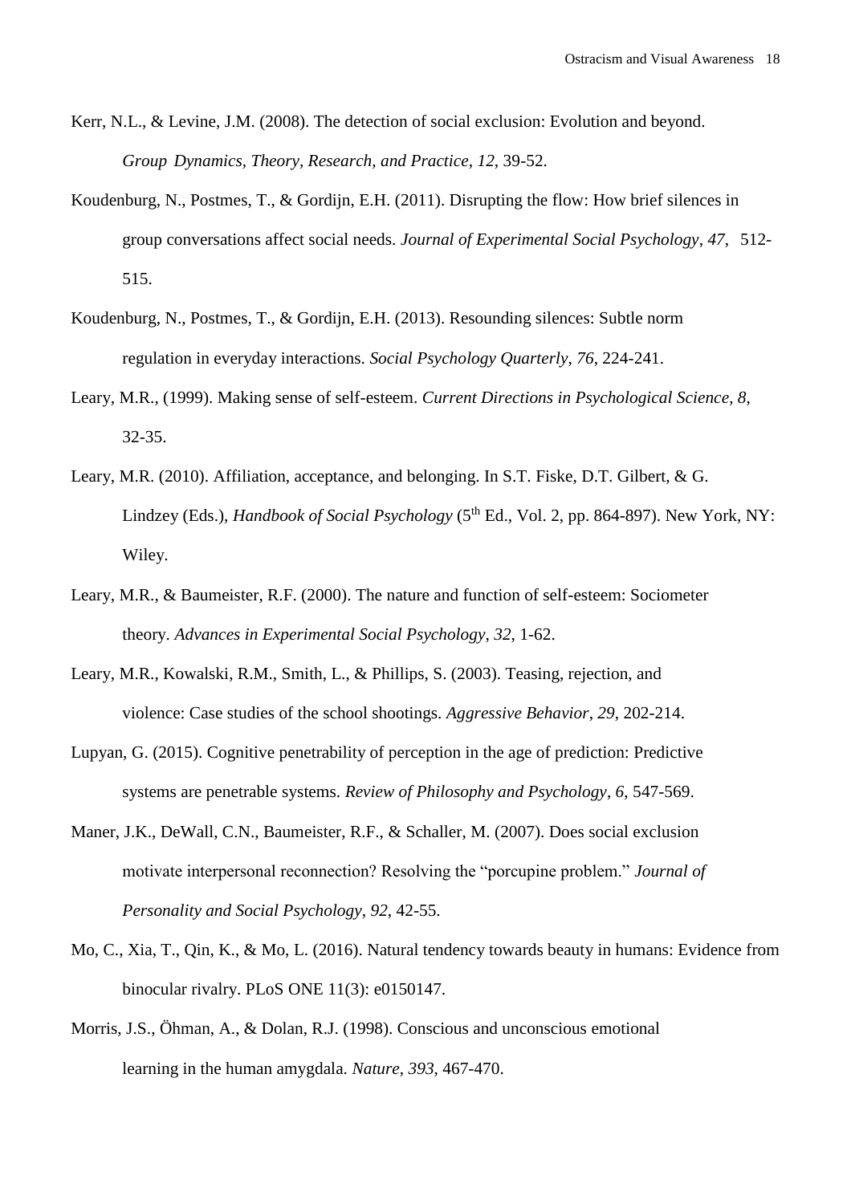Kerr, N.L., & Levine, J.M. (2008). The detection of social exclusion: Evolution and beyond. *Group Dynamics, Theory, Research, and Practice*, *12*, 39-52.

Koudenburg, N., Postmes, T., & Gordijn, E.H. (2011). Disrupting the flow: How brief silences in group conversations affect social needs. *Journal of Experimental Social Psychology*, *47*, 512-515.

Koudenburg, N., Postmes, T., & Gordijn, E.H. (2013). Resounding silences: Subtle norm regulation in everyday interactions. *Social Psychology Quarterly*, *76*, 224-241.

Leary, M.R., (1999). Making sense of self-esteem. *Current Directions in Psychological Science*, *8*, 32-35.

Leary, M.R. (2010). Affiliation, acceptance, and belonging. In S.T. Fiske, D.T. Gilbert, & G. Lindzey (Eds.), *Handbook of Social Psychology* (5th Ed., Vol. 2, pp. 864-897). New York, NY: Wiley.

Leary, M.R., & Baumeister, R.F. (2000). The nature and function of self-esteem: Sociometer theory. *Advances in Experimental Social Psychology*, *32*, 1-62.

Leary, M.R., Kowalski, R.M., Smith, L., & Phillips, S. (2003). Teasing, rejection, and violence: Case studies of the school shootings. *Aggressive Behavior*, *29*, 202-214.

Lupyan, G. (2015). Cognitive penetrability of perception in the age of prediction: Predictive systems are penetrable systems. *Review of Philosophy and Psychology*, *6*, 547-569.

Maner, J.K., DeWall, C.N., Baumeister, R.F., & Schaller, M. (2007). Does social exclusion motivate interpersonal reconnection? Resolving the "porcupine problem." *Journal of Personality and Social Psychology*, *92*, 42-55.

Mo, C., Xia, T., Qin, K., & Mo, L. (2016). Natural tendency towards beauty in humans: Evidence from binocular rivalry. PLoS ONE 11(3): e0150147.

Morris, J.S., Öhman, A., & Dolan, R.J. (1998). Conscious and unconscious emotional learning in the human amygdala. *Nature*, *393*, 467-470.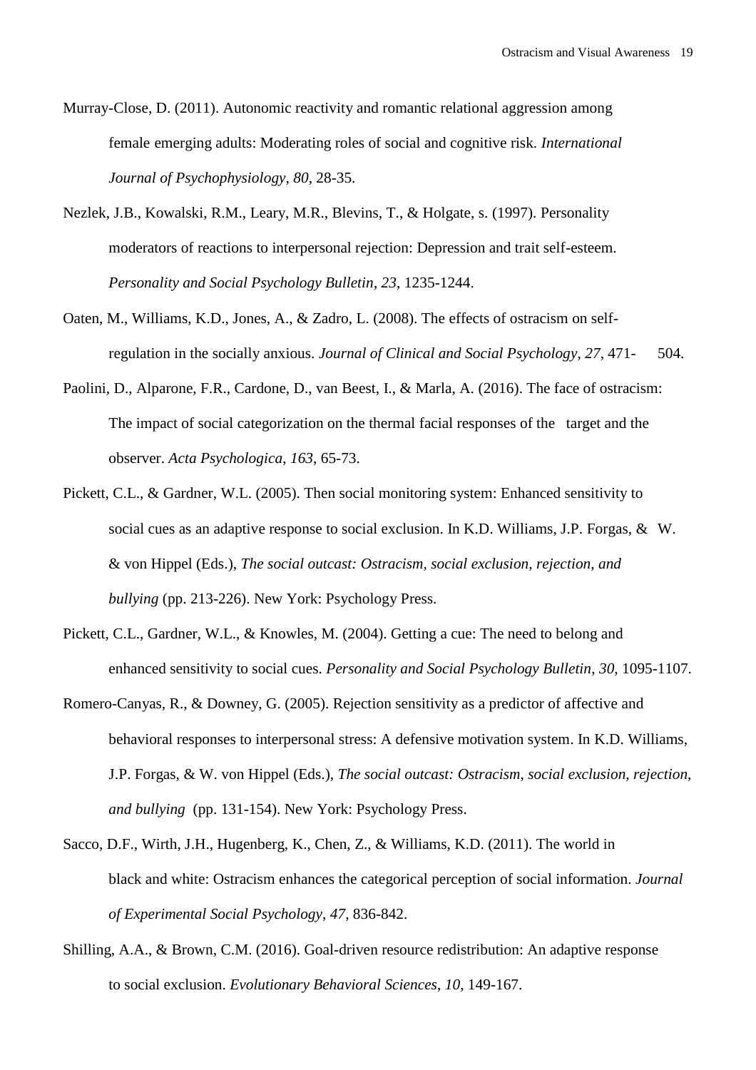Murray-Close, D. (2011). Autonomic reactivity and romantic relational aggression among female emerging adults: Moderating roles of social and cognitive risk. *International Journal of Psychophysiology*, *80*, 28-35.

Nezlek, J.B., Kowalski, R.M., Leary, M.R., Blevins, T., & Holgate, s. (1997). Personality moderators of reactions to interpersonal rejection: Depression and trait self-esteem. *Personality and Social Psychology Bulletin*, *23*, 1235-1244.

Oaten, M., Williams, K.D., Jones, A., & Zadro, L. (2008). The effects of ostracism on self-regulation in the socially anxious. *Journal of Clinical and Social Psychology*, *27*, 471- 504.

Paolini, D., Alparone, F.R., Cardone, D., van Beest, I., & Marla, A. (2016). The face of ostracism: The impact of social categorization on the thermal facial responses of the target and the observer. *Acta Psychologica*, *163*, 65-73.

Pickett, C.L., & Gardner, W.L. (2005). Then social monitoring system: Enhanced sensitivity to social cues as an adaptive response to social exclusion. In K.D. Williams, J.P. Forgas, & W. & von Hippel (Eds.), *The social outcast: Ostracism, social exclusion, rejection, and bullying* (pp. 213-226). New York: Psychology Press.

Pickett, C.L., Gardner, W.L., & Knowles, M. (2004). Getting a cue: The need to belong and enhanced sensitivity to social cues. *Personality and Social Psychology Bulletin*, *30*, 1095-1107.

Romero-Canyas, R., & Downey, G. (2005). Rejection sensitivity as a predictor of affective and behavioral responses to interpersonal stress: A defensive motivation system. In K.D. Williams, J.P. Forgas, & W. von Hippel (Eds.), *The social outcast: Ostracism, social exclusion, rejection, and bullying* (pp. 131-154). New York: Psychology Press.

Sacco, D.F., Wirth, J.H., Hugenberg, K., Chen, Z., & Williams, K.D. (2011). The world in black and white: Ostracism enhances the categorical perception of social information. *Journal of Experimental Social Psychology*, *47*, 836-842.

Shilling, A.A., & Brown, C.M. (2016). Goal-driven resource redistribution: An adaptive response to social exclusion. *Evolutionary Behavioral Sciences*, *10*, 149-167.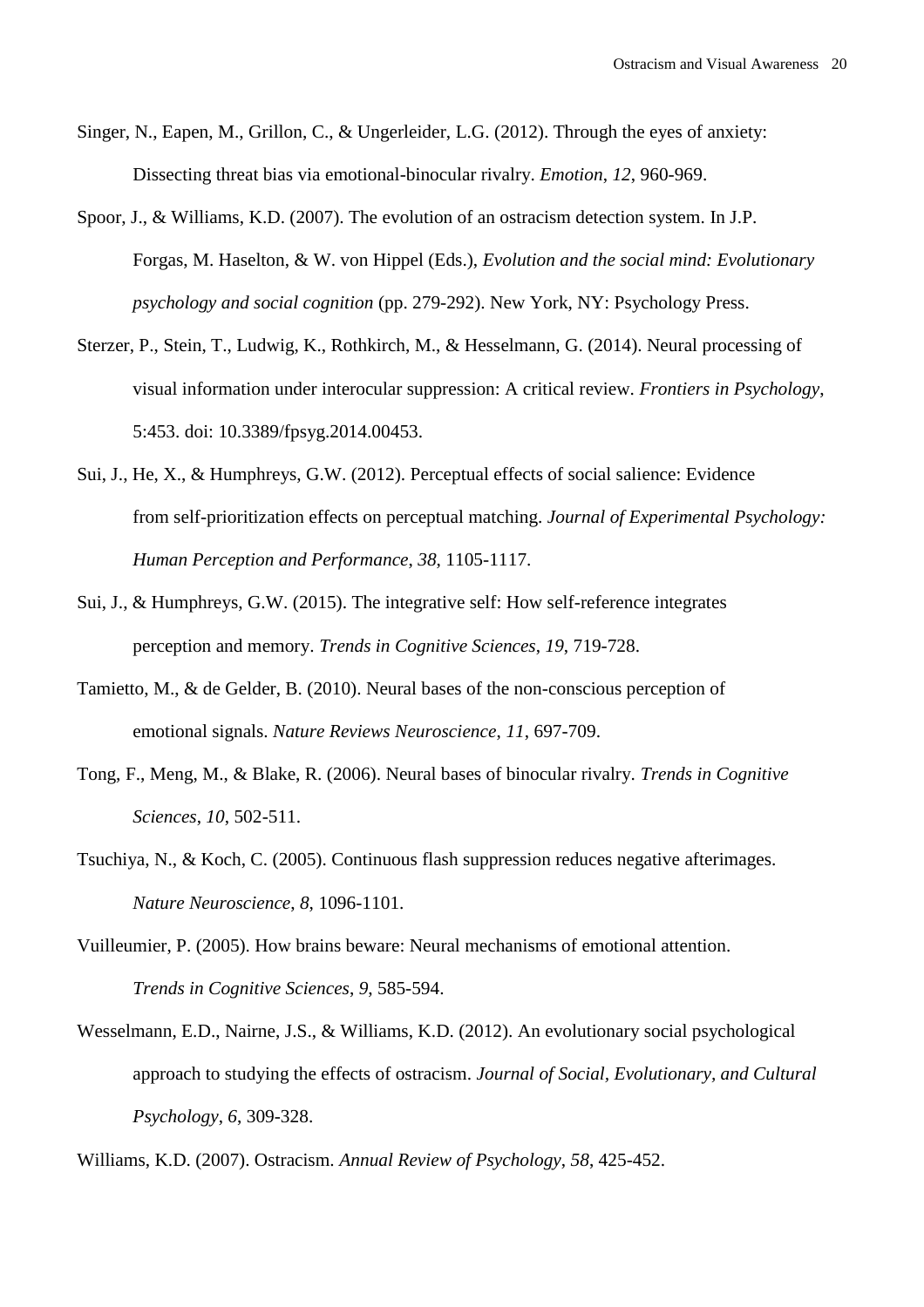Singer, N., Eapen, M., Grillon, C., & Ungerleider, L.G. (2012). Through the eyes of anxiety: Dissecting threat bias via emotional-binocular rivalry. *Emotion*, *12*, 960-969.

Spoor, J., & Williams, K.D. (2007). The evolution of an ostracism detection system. In J.P. Forgas, M. Haselton, & W. von Hippel (Eds.), *Evolution and the social mind: Evolutionary psychology and social cognition* (pp. 279-292). New York, NY: Psychology Press.

Sterzer, P., Stein, T., Ludwig, K., Rothkirch, M., & Hesselmann, G. (2014). Neural processing of visual information under interocular suppression: A critical review. *Frontiers in Psychology*, 5:453. doi: 10.3389/fpsyg.2014.00453.

Sui, J., He, X., & Humphreys, G.W. (2012). Perceptual effects of social salience: Evidence from self-prioritization effects on perceptual matching. *Journal of Experimental Psychology: Human Perception and Performance*, *38*, 1105-1117.

Sui, J., & Humphreys, G.W. (2015). The integrative self: How self-reference integrates perception and memory. *Trends in Cognitive Sciences*, *19*, 719-728.

Tamietto, M., & de Gelder, B. (2010). Neural bases of the non-conscious perception of emotional signals. *Nature Reviews Neuroscience*, *11*, 697-709.

Tong, F., Meng, M., & Blake, R. (2006). Neural bases of binocular rivalry. *Trends in Cognitive Sciences*, *10*, 502-511.

Tsuchiya, N., & Koch, C. (2005). Continuous flash suppression reduces negative afterimages. *Nature Neuroscience*, *8*, 1096-1101.

Vuilleumier, P. (2005). How brains beware: Neural mechanisms of emotional attention. *Trends in Cognitive Sciences*, *9*, 585-594.

Wesselmann, E.D., Nairne, J.S., & Williams, K.D. (2012). An evolutionary social psychological approach to studying the effects of ostracism. *Journal of Social, Evolutionary, and Cultural Psychology*, *6*, 309-328.

Williams, K.D. (2007). Ostracism. *Annual Review of Psychology*, *58*, 425-452.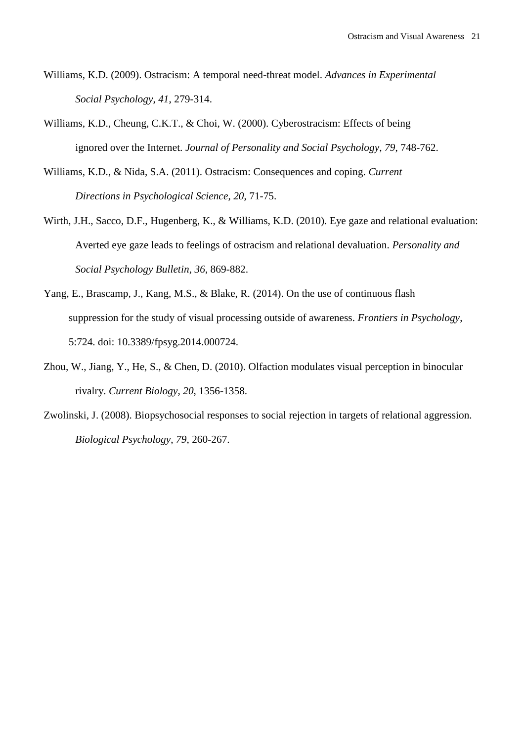Williams, K.D. (2009). Ostracism: A temporal need-threat model. *Advances in Experimental Social Psychology*, *41*, 279-314.

Williams, K.D., Cheung, C.K.T., & Choi, W. (2000). Cyberostracism: Effects of being ignored over the Internet. *Journal of Personality and Social Psychology*, *79*, 748-762.

Williams, K.D., & Nida, S.A. (2011). Ostracism: Consequences and coping. *Current Directions in Psychological Science*, *20*, 71-75.

Wirth, J.H., Sacco, D.F., Hugenberg, K., & Williams, K.D. (2010). Eye gaze and relational evaluation: Averted eye gaze leads to feelings of ostracism and relational devaluation. *Personality and Social Psychology Bulletin*, *36*, 869-882.

Yang, E., Brascamp, J., Kang, M.S., & Blake, R. (2014). On the use of continuous flash suppression for the study of visual processing outside of awareness. *Frontiers in Psychology*, 5:724. doi: 10.3389/fpsyg.2014.000724.

Zhou, W., Jiang, Y., He, S., & Chen, D. (2010). Olfaction modulates visual perception in binocular rivalry. *Current Biology*, *20*, 1356-1358.

Zwolinski, J. (2008). Biopsychosocial responses to social rejection in targets of relational aggression. *Biological Psychology*, *79*, 260-267.